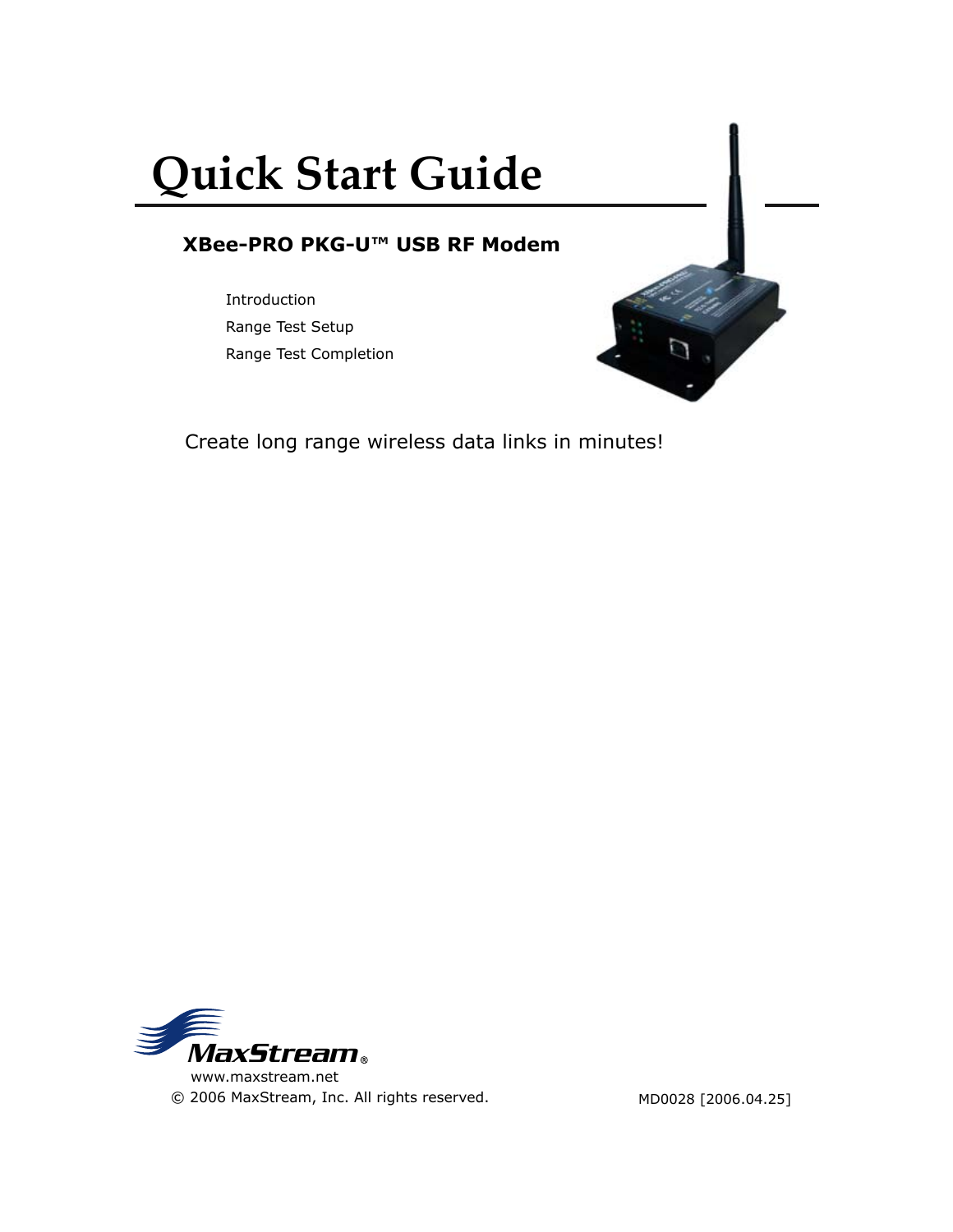# Quick Start Guide

## XBee-PRO PKG-U™ USB RF Modem

- Introduction
- Range Test Setup
- Range Test Completion

Create long range wireless data links in minutes!

MaxStream®

www.maxstream.net

© 2006 MaxStream, Inc. All rights reserved.

MD0028 [2006.04.25]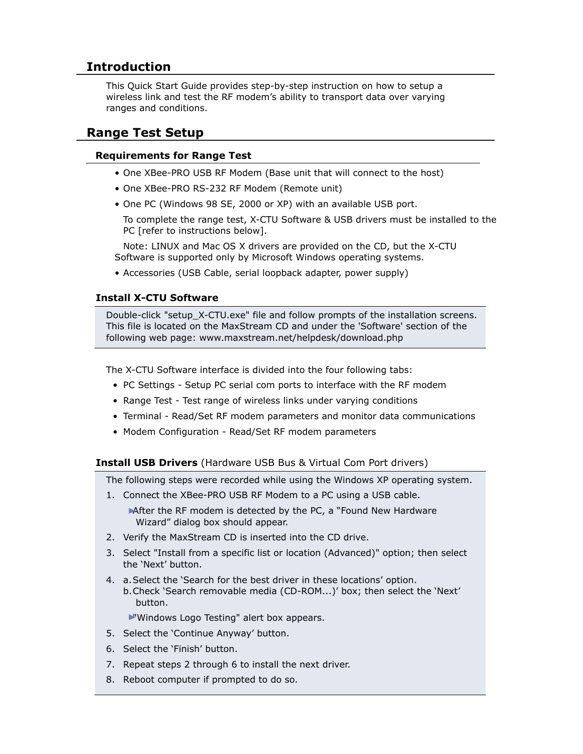## Introduction

This Quick Start Guide provides step-by-step instruction on how to setup a wireless link and test the RF modem's ability to transport data over varying ranges and conditions.

## Range Test Setup

### Requirements for Range Test

- One XBee-PRO USB RF Modem (Base unit that will connect to the host)
- One XBee-PRO RS-232 RF Modem (Remote unit)
- One PC (Windows 98 SE, 2000 or XP) with an available USB port.

  To complete the range test, X-CTU Software & USB drivers must be installed to the PC [refer to instructions below].

  Note: LINUX and Mac OS X drivers are provided on the CD, but the X-CTU Software is supported only by Microsoft Windows operating systems.

- Accessories (USB Cable, serial loopback adapter, power supply)

### Install X-CTU Software

Double-click "setup_X-CTU.exe" file and follow prompts of the installation screens. This file is located on the MaxStream CD and under the 'Software' section of the following web page: www.maxstream.net/helpdesk/download.php

The X-CTU Software interface is divided into the four following tabs:

- PC Settings - Setup PC serial com ports to interface with the RF modem
- Range Test - Test range of wireless links under varying conditions
- Terminal - Read/Set RF modem parameters and monitor data communications
- Modem Configuration - Read/Set RF modem parameters

### **Install USB Drivers** (Hardware USB Bus & Virtual Com Port drivers)

The following steps were recorded while using the Windows XP operating system.

1. Connect the XBee-PRO USB RF Modem to a PC using a USB cable.

   ► After the RF modem is detected by the PC, a "Found New Hardware Wizard" dialog box should appear.

2. Verify the MaxStream CD is inserted into the CD drive.
3. Select "Install from a specific list or location (Advanced)" option; then select the 'Next' button.
4. a. Select the 'Search for the best driver in these locations' option.
   b. Check 'Search removable media (CD-ROM...)' box; then select the 'Next' button.

   ► "Windows Logo Testing" alert box appears.

5. Select the 'Continue Anyway' button.
6. Select the 'Finish' button.
7. Repeat steps 2 through 6 to install the next driver.
8. Reboot computer if prompted to do so.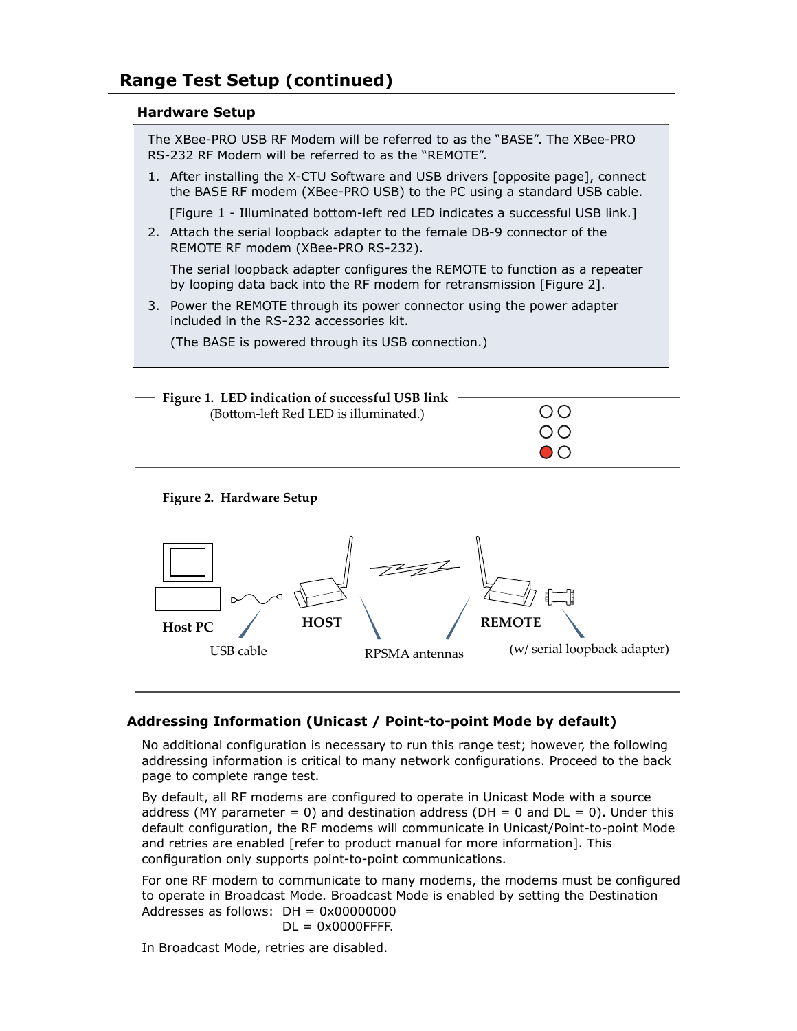## Range Test Setup (continued)

### Hardware Setup

The XBee-PRO USB RF Modem will be referred to as the "BASE". The XBee-PRO RS-232 RF Modem will be referred to as the "REMOTE".

1. After installing the X-CTU Software and USB drivers [opposite page], connect the BASE RF modem (XBee-PRO USB) to the PC using a standard USB cable.

   [Figure 1 - Illuminated bottom-left red LED indicates a successful USB link.]

2. Attach the serial loopback adapter to the female DB-9 connector of the REMOTE RF modem (XBee-PRO RS-232).

   The serial loopback adapter configures the REMOTE to function as a repeater by looping data back into the RF modem for retransmission [Figure 2].

3. Power the REMOTE through its power connector using the power adapter included in the RS-232 accessories kit.

   (The BASE is powered through its USB connection.)

**Figure 1. LED indication of successful USB link**
(Bottom-left Red LED is illuminated.)

**Figure 2. Hardware Setup**

Host PC — USB cable — HOST — RPSMA antennas — REMOTE (w/ serial loopback adapter)

### Addressing Information (Unicast / Point-to-point Mode by default)

No additional configuration is necessary to run this range test; however, the following addressing information is critical to many network configurations. Proceed to the back page to complete range test.

By default, all RF modems are configured to operate in Unicast Mode with a source address (MY parameter = 0) and destination address (DH = 0 and DL = 0). Under this default configuration, the RF modems will communicate in Unicast/Point-to-point Mode and retries are enabled [refer to product manual for more information]. This configuration only supports point-to-point communications.

For one RF modem to communicate to many modems, the modems must be configured to operate in Broadcast Mode. Broadcast Mode is enabled by setting the Destination Addresses as follows: DH = 0x00000000
DL = 0x0000FFFF.

In Broadcast Mode, retries are disabled.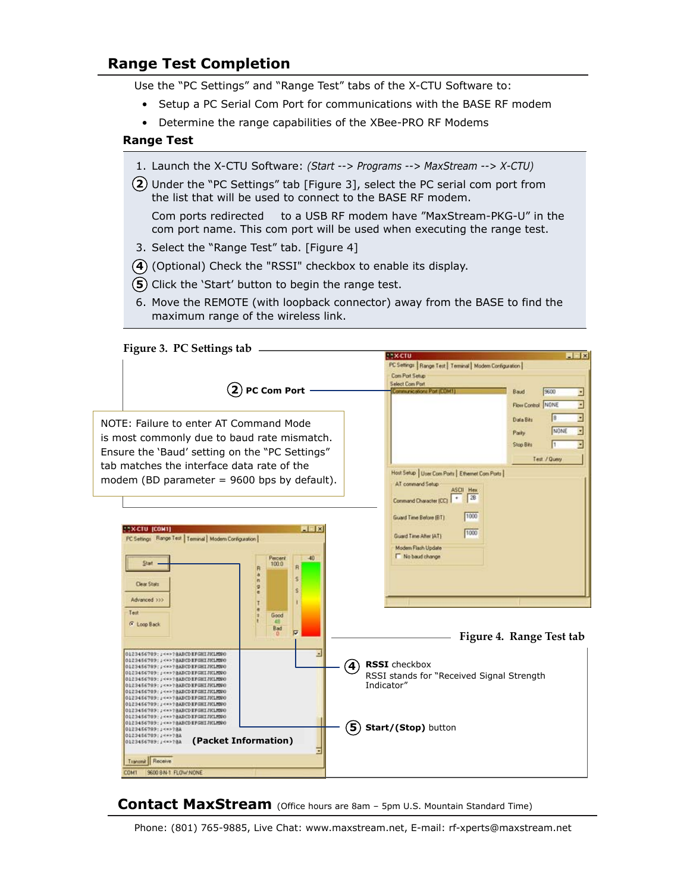## Range Test Completion

Use the "PC Settings" and "Range Test" tabs of the X-CTU Software to:

- Setup a PC Serial Com Port for communications with the BASE RF modem
- Determine the range capabilities of the XBee-PRO RF Modems

### Range Test

1. Launch the X-CTU Software: *(Start --> Programs --> MaxStream --> X-CTU)*
2. Under the "PC Settings" tab [Figure 3], select the PC serial com port from the list that will be used to connect to the BASE RF modem.

   Com ports redirected to a USB RF modem have "MaxStream-PKG-U" in the com port name. This com port will be used when executing the range test.
3. Select the "Range Test" tab. [Figure 4]
4. (Optional) Check the "RSSI" checkbox to enable its display.
5. Click the 'Start' button to begin the range test.
6. Move the REMOTE (with loopback connector) away from the BASE to find the maximum range of the wireless link.

**Figure 3. PC Settings tab**

(2) **PC Com Port**

NOTE: Failure to enter AT Command Mode is most commonly due to baud rate mismatch. Ensure the 'Baud' setting on the "PC Settings" tab matches the interface data rate of the modem (BD parameter = 9600 bps by default).

**Figure 4. Range Test tab**

(4) **RSSI** checkbox
RSSI stands for "Received Signal Strength Indicator"

(5) **Start/(Stop)** button

**(Packet Information)**

## Contact MaxStream (Office hours are 8am – 5pm U.S. Mountain Standard Time)

Phone: (801) 765-9885, Live Chat: www.maxstream.net, E-mail: rf-xperts@maxstream.net